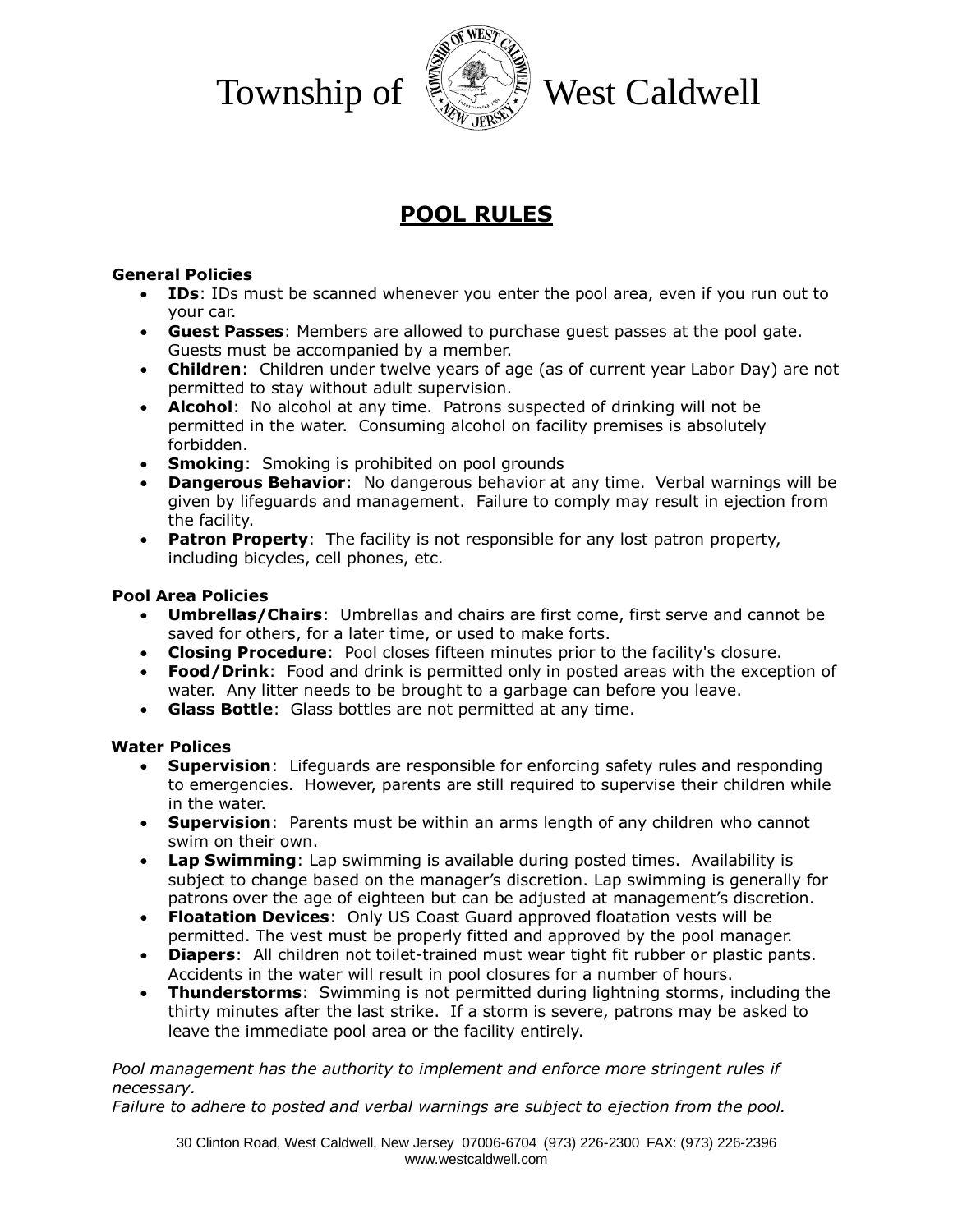# Township of West Caldwell

## POOL RULES

**General Policies**

- **IDs**: IDs must be scanned whenever you enter the pool area, even if you run out to your car.
- **Guest Passes**: Members are allowed to purchase guest passes at the pool gate. Guests must be accompanied by a member.
- **Children**: Children under twelve years of age (as of current year Labor Day) are not permitted to stay without adult supervision.
- **Alcohol**: No alcohol at any time. Patrons suspected of drinking will not be permitted in the water. Consuming alcohol on facility premises is absolutely forbidden.
- **Smoking**: Smoking is prohibited on pool grounds
- **Dangerous Behavior**: No dangerous behavior at any time. Verbal warnings will be given by lifeguards and management. Failure to comply may result in ejection from the facility.
- **Patron Property**: The facility is not responsible for any lost patron property, including bicycles, cell phones, etc.

**Pool Area Policies**

- **Umbrellas/Chairs**: Umbrellas and chairs are first come, first serve and cannot be saved for others, for a later time, or used to make forts.
- **Closing Procedure**: Pool closes fifteen minutes prior to the facility's closure.
- **Food/Drink**: Food and drink is permitted only in posted areas with the exception of water. Any litter needs to be brought to a garbage can before you leave.
- **Glass Bottle**: Glass bottles are not permitted at any time.

**Water Polices**

- **Supervision**: Lifeguards are responsible for enforcing safety rules and responding to emergencies. However, parents are still required to supervise their children while in the water.
- **Supervision**: Parents must be within an arms length of any children who cannot swim on their own.
- **Lap Swimming**: Lap swimming is available during posted times. Availability is subject to change based on the manager's discretion. Lap swimming is generally for patrons over the age of eighteen but can be adjusted at management's discretion.
- **Floatation Devices**: Only US Coast Guard approved floatation vests will be permitted. The vest must be properly fitted and approved by the pool manager.
- **Diapers**: All children not toilet-trained must wear tight fit rubber or plastic pants. Accidents in the water will result in pool closures for a number of hours.
- **Thunderstorms**: Swimming is not permitted during lightning storms, including the thirty minutes after the last strike. If a storm is severe, patrons may be asked to leave the immediate pool area or the facility entirely.

*Pool management has the authority to implement and enforce more stringent rules if necessary.*
*Failure to adhere to posted and verbal warnings are subject to ejection from the pool.*

30 Clinton Road, West Caldwell, New Jersey 07006-6704 (973) 226-2300 FAX: (973) 226-2396
www.westcaldwell.com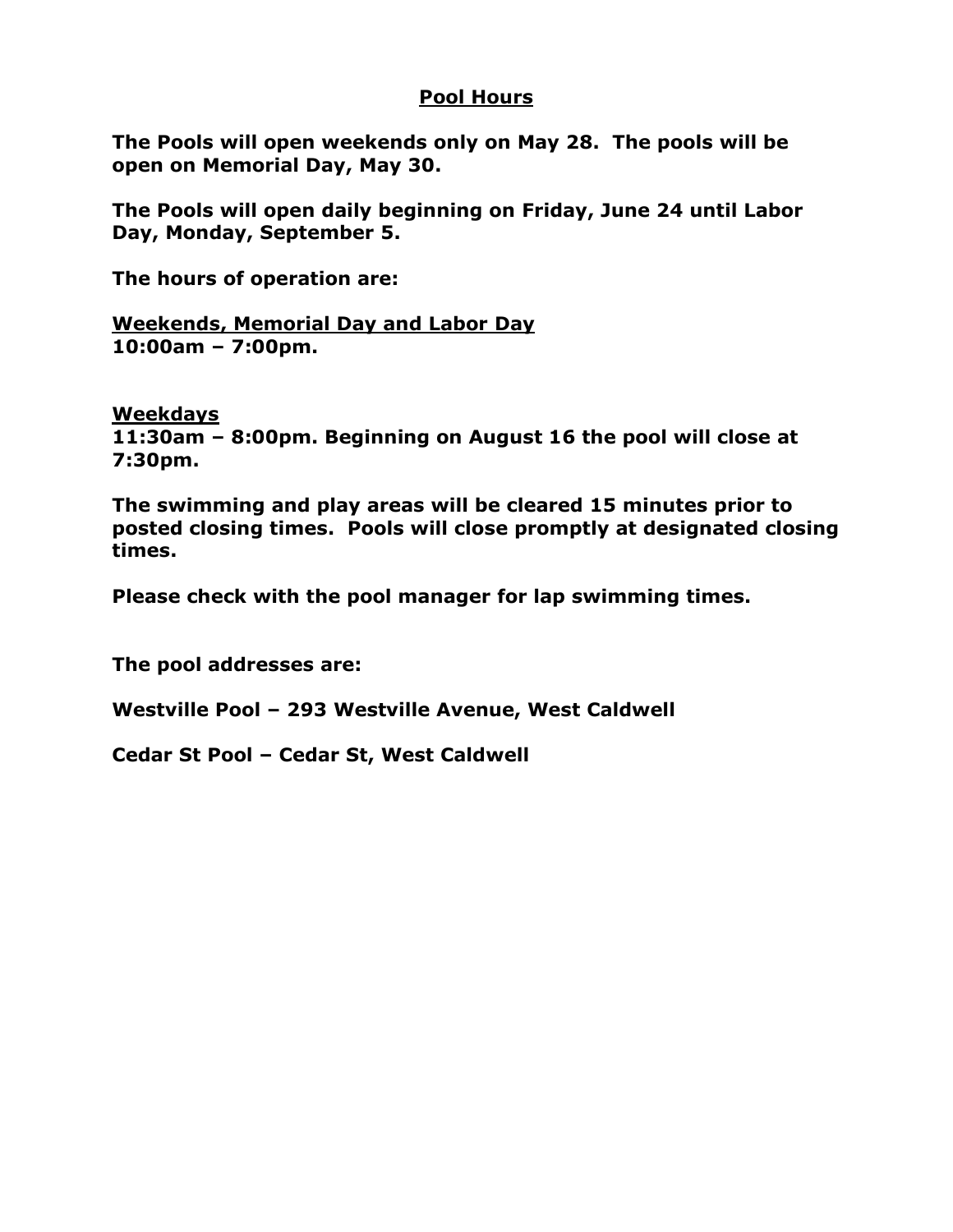# Pool Hours

**The Pools will open weekends only on May 28. The pools will be open on Memorial Day, May 30.**

**The Pools will open daily beginning on Friday, June 24 until Labor Day, Monday, September 5.**

**The hours of operation are:**

**Weekends, Memorial Day and Labor Day**
**10:00am – 7:00pm.**

**Weekdays**
**11:30am – 8:00pm. Beginning on August 16 the pool will close at 7:30pm.**

**The swimming and play areas will be cleared 15 minutes prior to posted closing times. Pools will close promptly at designated closing times.**

**Please check with the pool manager for lap swimming times.**

**The pool addresses are:**

**Westville Pool – 293 Westville Avenue, West Caldwell**

**Cedar St Pool – Cedar St, West Caldwell**